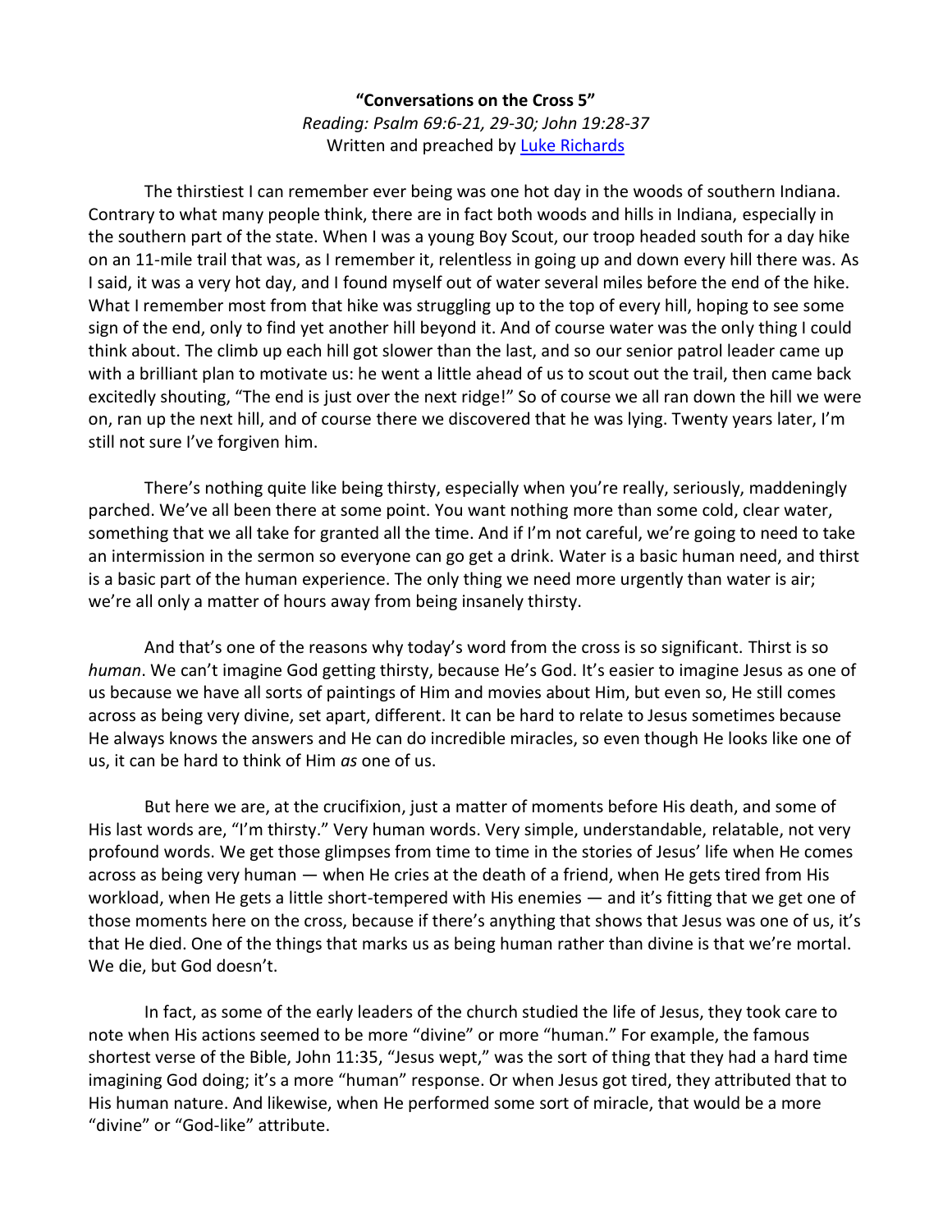**"Conversations on the Cross 5"**

*Reading: Psalm 69:6-21, 29-30; John 19:28-37*

Written and preached by Luke Richards

The thirstiest I can remember ever being was one hot day in the woods of southern Indiana. Contrary to what many people think, there are in fact both woods and hills in Indiana, especially in the southern part of the state. When I was a young Boy Scout, our troop headed south for a day hike on an 11-mile trail that was, as I remember it, relentless in going up and down every hill there was. As I said, it was a very hot day, and I found myself out of water several miles before the end of the hike. What I remember most from that hike was struggling up to the top of every hill, hoping to see some sign of the end, only to find yet another hill beyond it. And of course water was the only thing I could think about. The climb up each hill got slower than the last, and so our senior patrol leader came up with a brilliant plan to motivate us: he went a little ahead of us to scout out the trail, then came back excitedly shouting, "The end is just over the next ridge!" So of course we all ran down the hill we were on, ran up the next hill, and of course there we discovered that he was lying. Twenty years later, I'm still not sure I've forgiven him.

There's nothing quite like being thirsty, especially when you're really, seriously, maddeningly parched. We've all been there at some point. You want nothing more than some cold, clear water, something that we all take for granted all the time. And if I'm not careful, we're going to need to take an intermission in the sermon so everyone can go get a drink. Water is a basic human need, and thirst is a basic part of the human experience. The only thing we need more urgently than water is air; we're all only a matter of hours away from being insanely thirsty.

And that's one of the reasons why today's word from the cross is so significant. Thirst is so *human*. We can't imagine God getting thirsty, because He's God. It's easier to imagine Jesus as one of us because we have all sorts of paintings of Him and movies about Him, but even so, He still comes across as being very divine, set apart, different. It can be hard to relate to Jesus sometimes because He always knows the answers and He can do incredible miracles, so even though He looks like one of us, it can be hard to think of Him *as* one of us.

But here we are, at the crucifixion, just a matter of moments before His death, and some of His last words are, "I'm thirsty." Very human words. Very simple, understandable, relatable, not very profound words. We get those glimpses from time to time in the stories of Jesus' life when He comes across as being very human — when He cries at the death of a friend, when He gets tired from His workload, when He gets a little short-tempered with His enemies — and it's fitting that we get one of those moments here on the cross, because if there's anything that shows that Jesus was one of us, it's that He died. One of the things that marks us as being human rather than divine is that we're mortal. We die, but God doesn't.

In fact, as some of the early leaders of the church studied the life of Jesus, they took care to note when His actions seemed to be more "divine" or more "human." For example, the famous shortest verse of the Bible, John 11:35, "Jesus wept," was the sort of thing that they had a hard time imagining God doing; it's a more "human" response. Or when Jesus got tired, they attributed that to His human nature. And likewise, when He performed some sort of miracle, that would be a more "divine" or "God-like" attribute.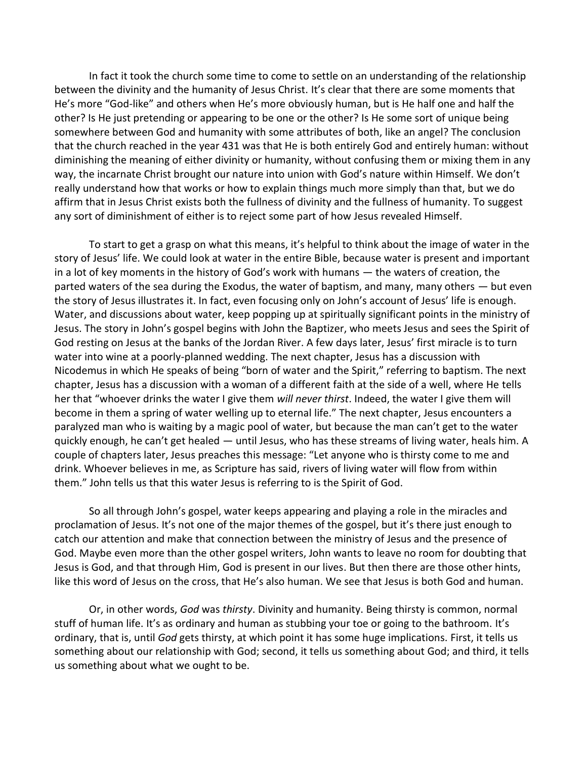In fact it took the church some time to come to settle on an understanding of the relationship between the divinity and the humanity of Jesus Christ. It's clear that there are some moments that He's more "God-like" and others when He's more obviously human, but is He half one and half the other? Is He just pretending or appearing to be one or the other? Is He some sort of unique being somewhere between God and humanity with some attributes of both, like an angel? The conclusion that the church reached in the year 431 was that He is both entirely God and entirely human: without diminishing the meaning of either divinity or humanity, without confusing them or mixing them in any way, the incarnate Christ brought our nature into union with God's nature within Himself. We don't really understand how that works or how to explain things much more simply than that, but we do affirm that in Jesus Christ exists both the fullness of divinity and the fullness of humanity. To suggest any sort of diminishment of either is to reject some part of how Jesus revealed Himself.

To start to get a grasp on what this means, it's helpful to think about the image of water in the story of Jesus' life. We could look at water in the entire Bible, because water is present and important in a lot of key moments in the history of God's work with humans — the waters of creation, the parted waters of the sea during the Exodus, the water of baptism, and many, many others — but even the story of Jesus illustrates it. In fact, even focusing only on John's account of Jesus' life is enough. Water, and discussions about water, keep popping up at spiritually significant points in the ministry of Jesus. The story in John's gospel begins with John the Baptizer, who meets Jesus and sees the Spirit of God resting on Jesus at the banks of the Jordan River. A few days later, Jesus' first miracle is to turn water into wine at a poorly-planned wedding. The next chapter, Jesus has a discussion with Nicodemus in which He speaks of being "born of water and the Spirit," referring to baptism. The next chapter, Jesus has a discussion with a woman of a different faith at the side of a well, where He tells her that "whoever drinks the water I give them *will never thirst*. Indeed, the water I give them will become in them a spring of water welling up to eternal life." The next chapter, Jesus encounters a paralyzed man who is waiting by a magic pool of water, but because the man can't get to the water quickly enough, he can't get healed — until Jesus, who has these streams of living water, heals him. A couple of chapters later, Jesus preaches this message: "Let anyone who is thirsty come to me and drink. Whoever believes in me, as Scripture has said, rivers of living water will flow from within them." John tells us that this water Jesus is referring to is the Spirit of God.

So all through John's gospel, water keeps appearing and playing a role in the miracles and proclamation of Jesus. It's not one of the major themes of the gospel, but it's there just enough to catch our attention and make that connection between the ministry of Jesus and the presence of God. Maybe even more than the other gospel writers, John wants to leave no room for doubting that Jesus is God, and that through Him, God is present in our lives. But then there are those other hints, like this word of Jesus on the cross, that He's also human. We see that Jesus is both God and human.

Or, in other words, *God* was *thirsty*. Divinity and humanity. Being thirsty is common, normal stuff of human life. It's as ordinary and human as stubbing your toe or going to the bathroom. It's ordinary, that is, until *God* gets thirsty, at which point it has some huge implications. First, it tells us something about our relationship with God; second, it tells us something about God; and third, it tells us something about what we ought to be.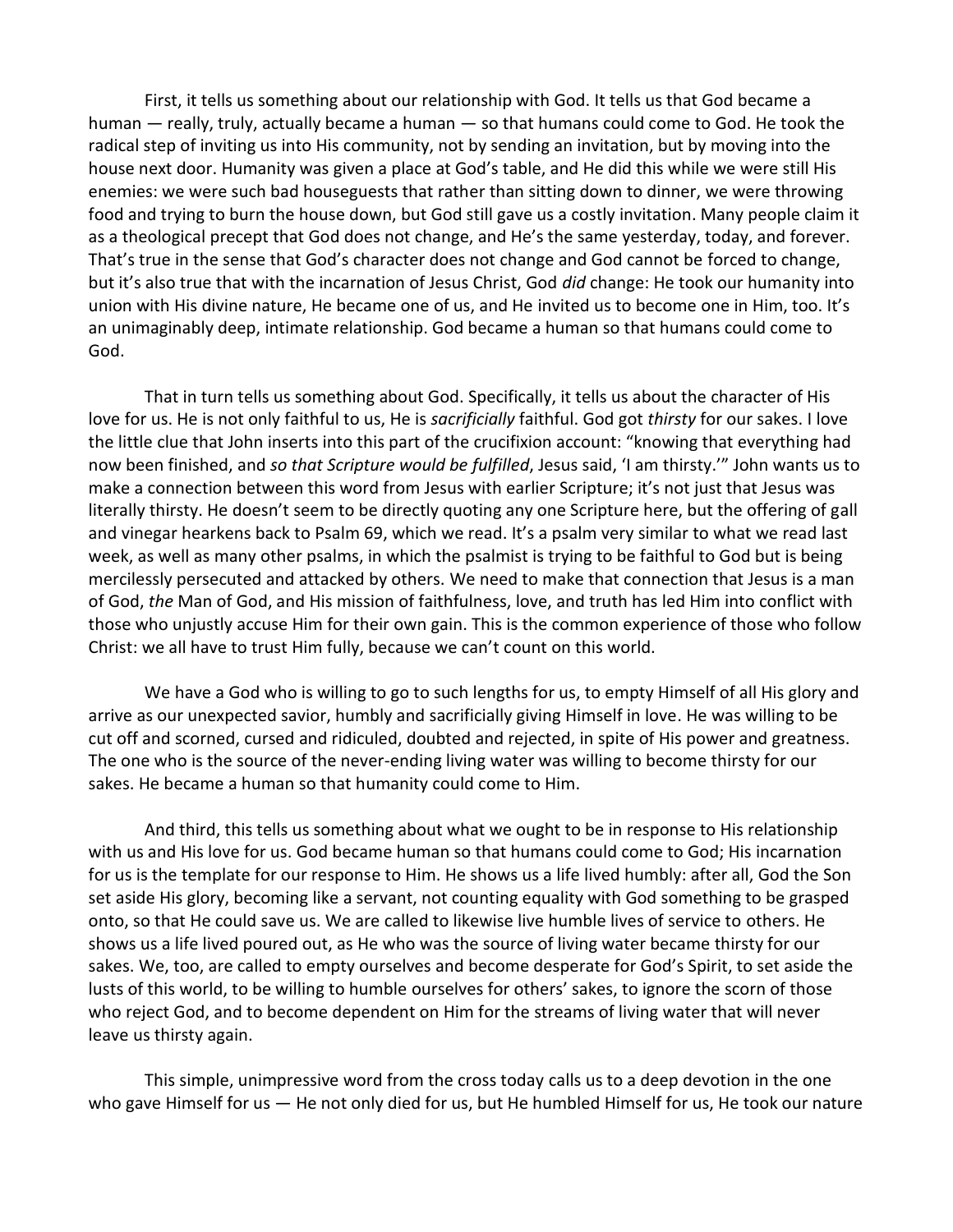First, it tells us something about our relationship with God. It tells us that God became a human — really, truly, actually became a human — so that humans could come to God. He took the radical step of inviting us into His community, not by sending an invitation, but by moving into the house next door. Humanity was given a place at God's table, and He did this while we were still His enemies: we were such bad houseguests that rather than sitting down to dinner, we were throwing food and trying to burn the house down, but God still gave us a costly invitation. Many people claim it as a theological precept that God does not change, and He's the same yesterday, today, and forever. That's true in the sense that God's character does not change and God cannot be forced to change, but it's also true that with the incarnation of Jesus Christ, God *did* change: He took our humanity into union with His divine nature, He became one of us, and He invited us to become one in Him, too. It's an unimaginably deep, intimate relationship. God became a human so that humans could come to God.

That in turn tells us something about God. Specifically, it tells us about the character of His love for us. He is not only faithful to us, He is *sacrificially* faithful. God got *thirsty* for our sakes. I love the little clue that John inserts into this part of the crucifixion account: "knowing that everything had now been finished, and *so that Scripture would be fulfilled*, Jesus said, 'I am thirsty.'" John wants us to make a connection between this word from Jesus with earlier Scripture; it's not just that Jesus was literally thirsty. He doesn't seem to be directly quoting any one Scripture here, but the offering of gall and vinegar hearkens back to Psalm 69, which we read. It's a psalm very similar to what we read last week, as well as many other psalms, in which the psalmist is trying to be faithful to God but is being mercilessly persecuted and attacked by others. We need to make that connection that Jesus is a man of God, *the* Man of God, and His mission of faithfulness, love, and truth has led Him into conflict with those who unjustly accuse Him for their own gain. This is the common experience of those who follow Christ: we all have to trust Him fully, because we can't count on this world.

We have a God who is willing to go to such lengths for us, to empty Himself of all His glory and arrive as our unexpected savior, humbly and sacrificially giving Himself in love. He was willing to be cut off and scorned, cursed and ridiculed, doubted and rejected, in spite of His power and greatness. The one who is the source of the never-ending living water was willing to become thirsty for our sakes. He became a human so that humanity could come to Him.

And third, this tells us something about what we ought to be in response to His relationship with us and His love for us. God became human so that humans could come to God; His incarnation for us is the template for our response to Him. He shows us a life lived humbly: after all, God the Son set aside His glory, becoming like a servant, not counting equality with God something to be grasped onto, so that He could save us. We are called to likewise live humble lives of service to others. He shows us a life lived poured out, as He who was the source of living water became thirsty for our sakes. We, too, are called to empty ourselves and become desperate for God's Spirit, to set aside the lusts of this world, to be willing to humble ourselves for others' sakes, to ignore the scorn of those who reject God, and to become dependent on Him for the streams of living water that will never leave us thirsty again.

This simple, unimpressive word from the cross today calls us to a deep devotion in the one who gave Himself for us — He not only died for us, but He humbled Himself for us, He took our nature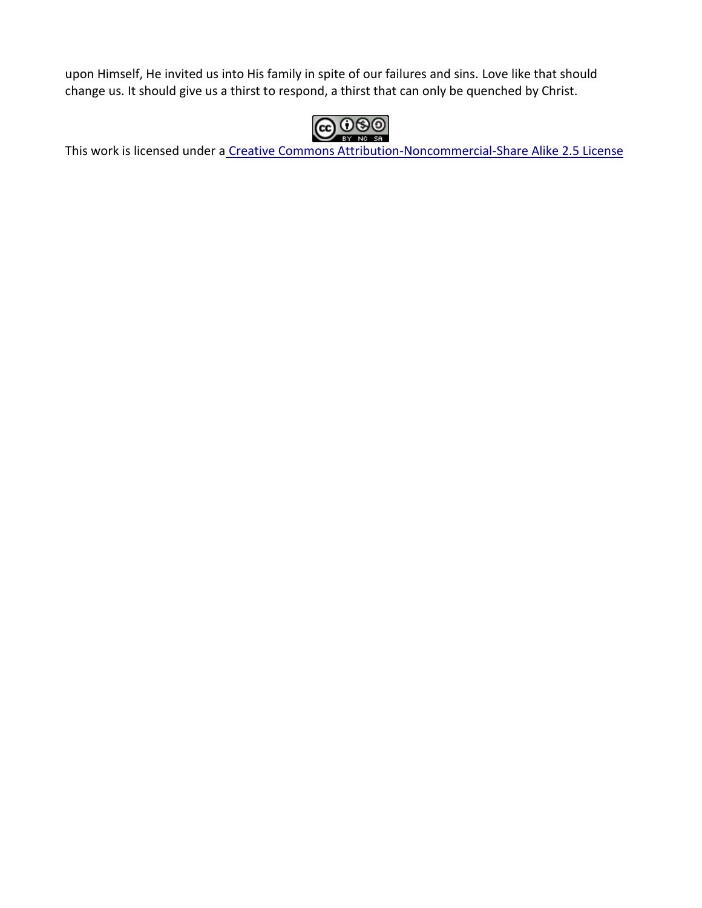upon Himself, He invited us into His family in spite of our failures and sins. Love like that should change us. It should give us a thirst to respond, a thirst that can only be quenched by Christ.

This work is licensed under a Creative Commons Attribution-Noncommercial-Share Alike 2.5 License